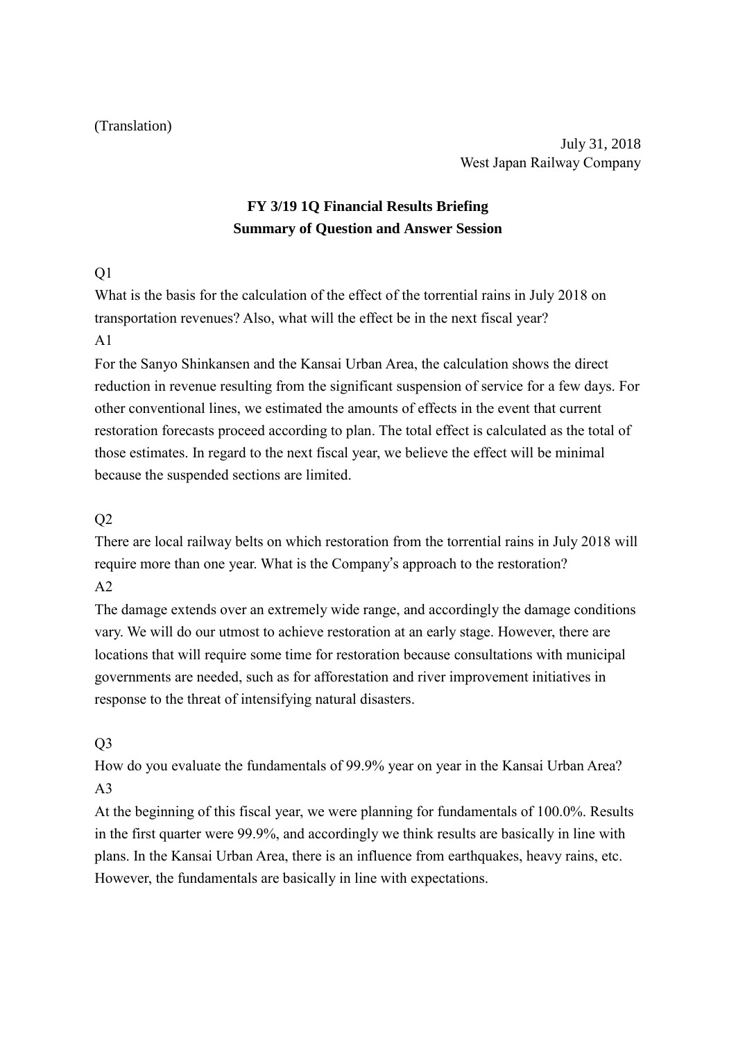(Translation)

July 31, 2018
West Japan Railway Company

# FY 3/19 1Q Financial Results Briefing
# Summary of Question and Answer Session

Q1

What is the basis for the calculation of the effect of the torrential rains in July 2018 on transportation revenues? Also, what will the effect be in the next fiscal year?

A1

For the Sanyo Shinkansen and the Kansai Urban Area, the calculation shows the direct reduction in revenue resulting from the significant suspension of service for a few days. For other conventional lines, we estimated the amounts of effects in the event that current restoration forecasts proceed according to plan. The total effect is calculated as the total of those estimates. In regard to the next fiscal year, we believe the effect will be minimal because the suspended sections are limited.

Q2

There are local railway belts on which restoration from the torrential rains in July 2018 will require more than one year. What is the Company's approach to the restoration?

A2

The damage extends over an extremely wide range, and accordingly the damage conditions vary. We will do our utmost to achieve restoration at an early stage. However, there are locations that will require some time for restoration because consultations with municipal governments are needed, such as for afforestation and river improvement initiatives in response to the threat of intensifying natural disasters.

Q3

How do you evaluate the fundamentals of 99.9% year on year in the Kansai Urban Area?

A3

At the beginning of this fiscal year, we were planning for fundamentals of 100.0%. Results in the first quarter were 99.9%, and accordingly we think results are basically in line with plans. In the Kansai Urban Area, there is an influence from earthquakes, heavy rains, etc. However, the fundamentals are basically in line with expectations.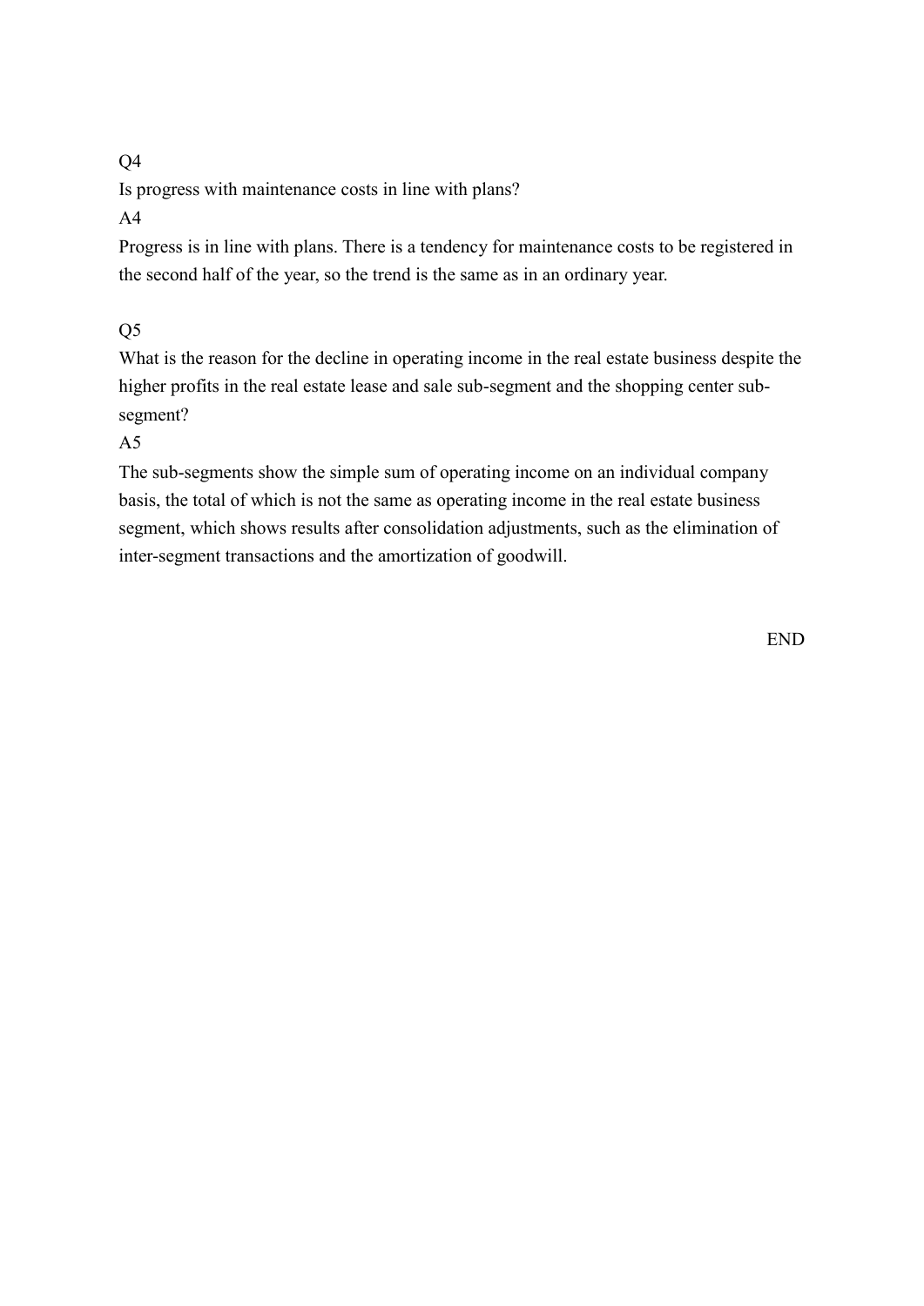Q4

Is progress with maintenance costs in line with plans?

A4

Progress is in line with plans. There is a tendency for maintenance costs to be registered in the second half of the year, so the trend is the same as in an ordinary year.

Q5

What is the reason for the decline in operating income in the real estate business despite the higher profits in the real estate lease and sale sub-segment and the shopping center sub-segment?

A5

The sub-segments show the simple sum of operating income on an individual company basis, the total of which is not the same as operating income in the real estate business segment, which shows results after consolidation adjustments, such as the elimination of inter-segment transactions and the amortization of goodwill.

END